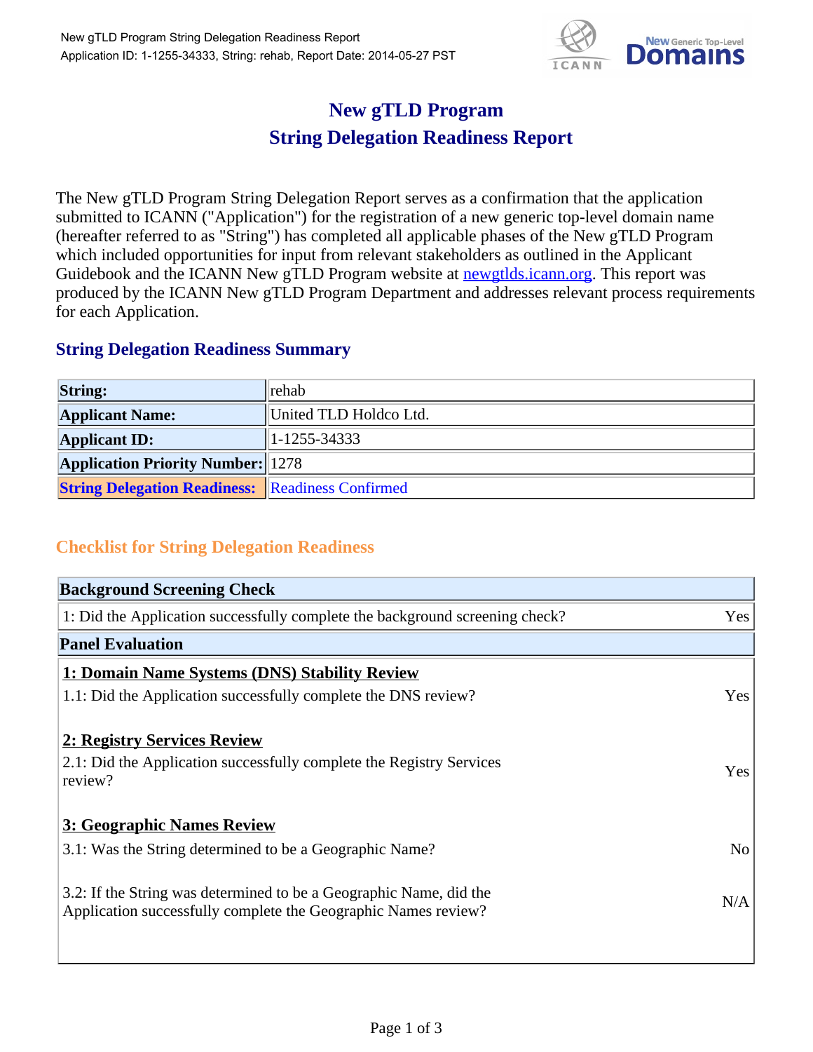# New gTLD Program
# String Delegation Readiness Report

The New gTLD Program String Delegation Report serves as a confirmation that the application submitted to ICANN ("Application") for the registration of a new generic top-level domain name (hereafter referred to as "String") has completed all applicable phases of the New gTLD Program which included opportunities for input from relevant stakeholders as outlined in the Applicant Guidebook and the ICANN New gTLD Program website at newgtlds.icann.org. This report was produced by the ICANN New gTLD Program Department and addresses relevant process requirements for each Application.

## String Delegation Readiness Summary

| | |
|---|---|
| **String:** | rehab |
| **Applicant Name:** | United TLD Holdco Ltd. |
| **Applicant ID:** | 1-1255-34333 |
| **Application Priority Number:** | 1278 |
| **String Delegation Readiness:** | Readiness Confirmed |

## Checklist for String Delegation Readiness

| **Background Screening Check** | |
|---|---|
| 1: Did the Application successfully complete the background screening check? | Yes |
| **Panel Evaluation** | |
| **1: Domain Name Systems (DNS) Stability Review** | |
| 1.1: Did the Application successfully complete the DNS review? | Yes |
| **2: Registry Services Review** | |
| 2.1: Did the Application successfully complete the Registry Services review? | Yes |
| **3: Geographic Names Review** | |
| 3.1: Was the String determined to be a Geographic Name? | No |
| 3.2: If the String was determined to be a Geographic Name, did the Application successfully complete the Geographic Names review? | N/A |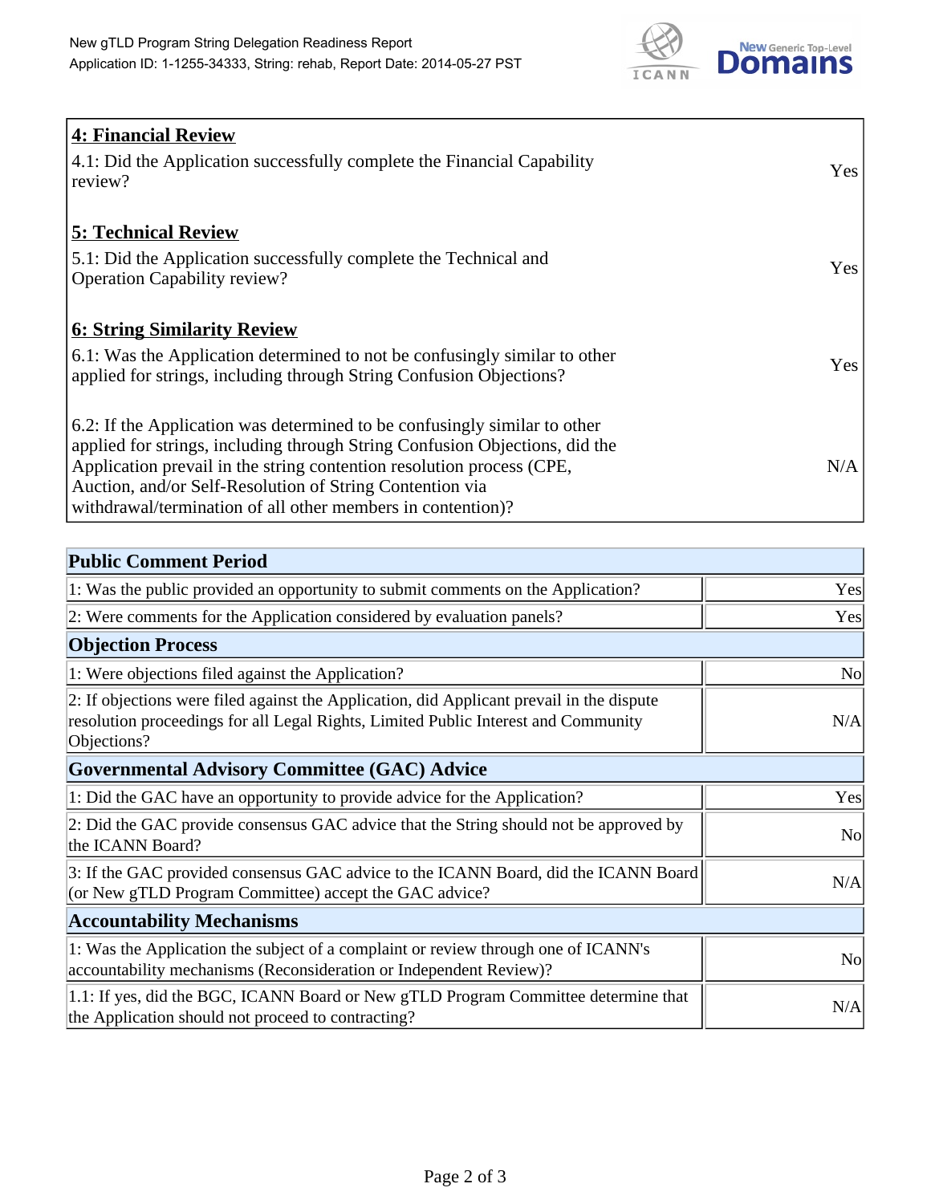## 4: Financial Review

| | |
|---|---|
| 4.1: Did the Application successfully complete the Financial Capability review? | Yes |

## 5: Technical Review

| | |
|---|---|
| 5.1: Did the Application successfully complete the Technical and Operation Capability review? | Yes |

## 6: String Similarity Review

| | |
|---|---|
| 6.1: Was the Application determined to not be confusingly similar to other applied for strings, including through String Confusion Objections? | Yes |
| 6.2: If the Application was determined to be confusingly similar to other applied for strings, including through String Confusion Objections, did the Application prevail in the string contention resolution process (CPE, Auction, and/or Self-Resolution of String Contention via withdrawal/termination of all other members in contention)? | N/A |

| Public Comment Period | |
|---|---|
| 1: Was the public provided an opportunity to submit comments on the Application? | Yes |
| 2: Were comments for the Application considered by evaluation panels? | Yes |
| **Objection Process** | |
| 1: Were objections filed against the Application? | No |
| 2: If objections were filed against the Application, did Applicant prevail in the dispute resolution proceedings for all Legal Rights, Limited Public Interest and Community Objections? | N/A |
| **Governmental Advisory Committee (GAC) Advice** | |
| 1: Did the GAC have an opportunity to provide advice for the Application? | Yes |
| 2: Did the GAC provide consensus GAC advice that the String should not be approved by the ICANN Board? | No |
| 3: If the GAC provided consensus GAC advice to the ICANN Board, did the ICANN Board (or New gTLD Program Committee) accept the GAC advice? | N/A |
| **Accountability Mechanisms** | |
| 1: Was the Application the subject of a complaint or review through one of ICANN's accountability mechanisms (Reconsideration or Independent Review)? | No |
| 1.1: If yes, did the BGC, ICANN Board or New gTLD Program Committee determine that the Application should not proceed to contracting? | N/A |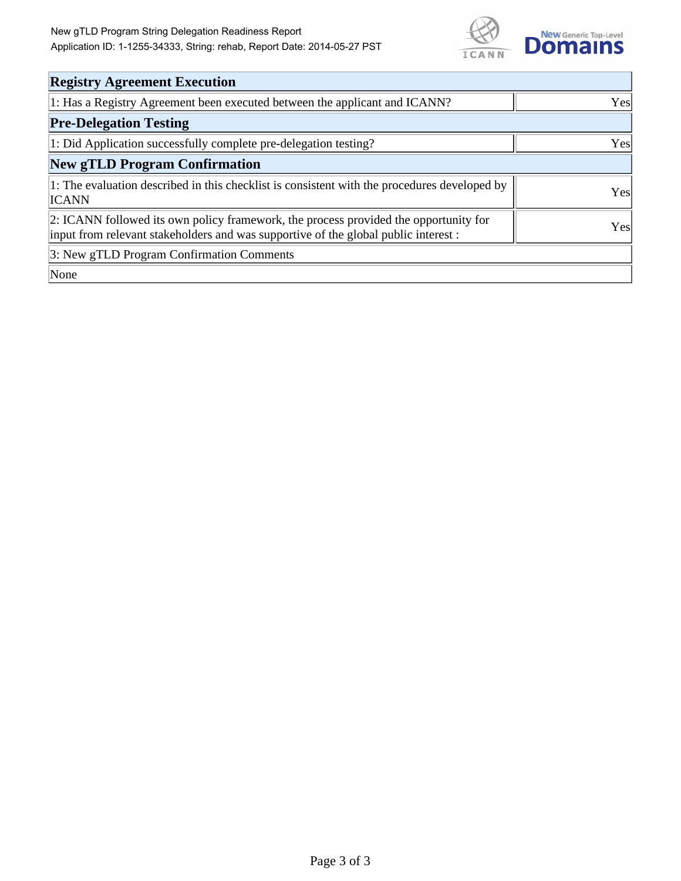| | |
|---|---|
| **Registry Agreement Execution** | |
| 1: Has a Registry Agreement been executed between the applicant and ICANN? | Yes |
| **Pre-Delegation Testing** | |
| 1: Did Application successfully complete pre-delegation testing? | Yes |
| **New gTLD Program Confirmation** | |
| 1: The evaluation described in this checklist is consistent with the procedures developed by ICANN | Yes |
| 2: ICANN followed its own policy framework, the process provided the opportunity for input from relevant stakeholders and was supportive of the global public interest : | Yes |
| 3: New gTLD Program Confirmation Comments | |
| None | |